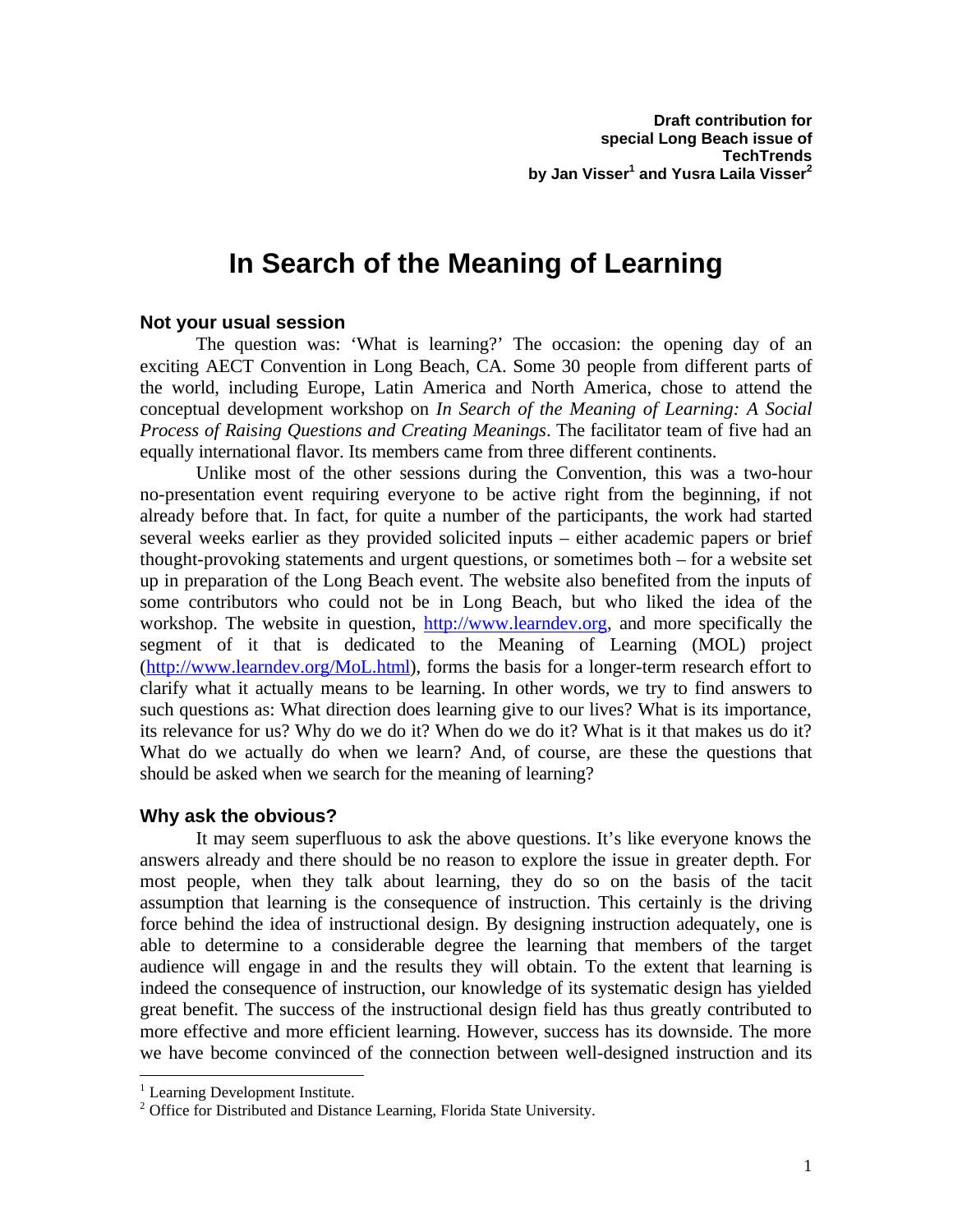**Draft contribution for special Long Beach issue of TechTrends**
**by Jan Visser[1] and Yusra Laila Visser[2]**

# In Search of the Meaning of Learning

## Not your usual session

The question was: 'What is learning?' The occasion: the opening day of an exciting AECT Convention in Long Beach, CA. Some 30 people from different parts of the world, including Europe, Latin America and North America, chose to attend the conceptual development workshop on *In Search of the Meaning of Learning: A Social Process of Raising Questions and Creating Meanings*. The facilitator team of five had an equally international flavor. Its members came from three different continents.

Unlike most of the other sessions during the Convention, this was a two-hour no-presentation event requiring everyone to be active right from the beginning, if not already before that. In fact, for quite a number of the participants, the work had started several weeks earlier as they provided solicited inputs – either academic papers or brief thought-provoking statements and urgent questions, or sometimes both – for a website set up in preparation of the Long Beach event. The website also benefited from the inputs of some contributors who could not be in Long Beach, but who liked the idea of the workshop. The website in question, http://www.learndev.org, and more specifically the segment of it that is dedicated to the Meaning of Learning (MOL) project (http://www.learndev.org/MoL.html), forms the basis for a longer-term research effort to clarify what it actually means to be learning. In other words, we try to find answers to such questions as: What direction does learning give to our lives? What is its importance, its relevance for us? Why do we do it? When do we do it? What is it that makes us do it? What do we actually do when we learn? And, of course, are these the questions that should be asked when we search for the meaning of learning?

## Why ask the obvious?

It may seem superfluous to ask the above questions. It's like everyone knows the answers already and there should be no reason to explore the issue in greater depth. For most people, when they talk about learning, they do so on the basis of the tacit assumption that learning is the consequence of instruction. This certainly is the driving force behind the idea of instructional design. By designing instruction adequately, one is able to determine to a considerable degree the learning that members of the target audience will engage in and the results they will obtain. To the extent that learning is indeed the consequence of instruction, our knowledge of its systematic design has yielded great benefit. The success of the instructional design field has thus greatly contributed to more effective and more efficient learning. However, success has its downside. The more we have become convinced of the connection between well-designed instruction and its

---

[1] Learning Development Institute.

[2] Office for Distributed and Distance Learning, Florida State University.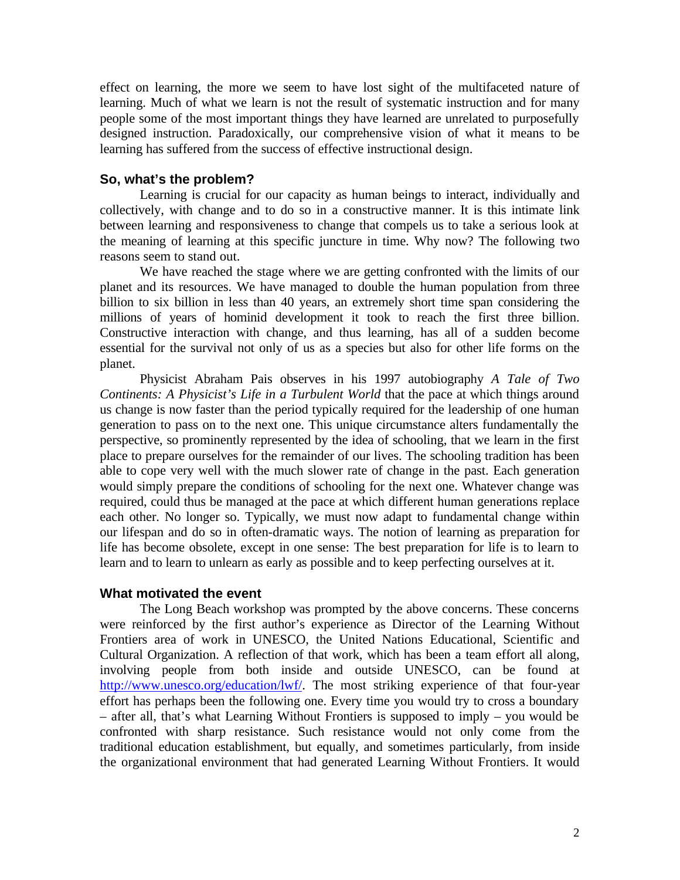effect on learning, the more we seem to have lost sight of the multifaceted nature of learning. Much of what we learn is not the result of systematic instruction and for many people some of the most important things they have learned are unrelated to purposefully designed instruction. Paradoxically, our comprehensive vision of what it means to be learning has suffered from the success of effective instructional design.

### So, what's the problem?

Learning is crucial for our capacity as human beings to interact, individually and collectively, with change and to do so in a constructive manner. It is this intimate link between learning and responsiveness to change that compels us to take a serious look at the meaning of learning at this specific juncture in time. Why now? The following two reasons seem to stand out.

We have reached the stage where we are getting confronted with the limits of our planet and its resources. We have managed to double the human population from three billion to six billion in less than 40 years, an extremely short time span considering the millions of years of hominid development it took to reach the first three billion. Constructive interaction with change, and thus learning, has all of a sudden become essential for the survival not only of us as a species but also for other life forms on the planet.

Physicist Abraham Pais observes in his 1997 autobiography *A Tale of Two Continents: A Physicist's Life in a Turbulent World* that the pace at which things around us change is now faster than the period typically required for the leadership of one human generation to pass on to the next one. This unique circumstance alters fundamentally the perspective, so prominently represented by the idea of schooling, that we learn in the first place to prepare ourselves for the remainder of our lives. The schooling tradition has been able to cope very well with the much slower rate of change in the past. Each generation would simply prepare the conditions of schooling for the next one. Whatever change was required, could thus be managed at the pace at which different human generations replace each other. No longer so. Typically, we must now adapt to fundamental change within our lifespan and do so in often-dramatic ways. The notion of learning as preparation for life has become obsolete, except in one sense: The best preparation for life is to learn to learn and to learn to unlearn as early as possible and to keep perfecting ourselves at it.

### What motivated the event

The Long Beach workshop was prompted by the above concerns. These concerns were reinforced by the first author's experience as Director of the Learning Without Frontiers area of work in UNESCO, the United Nations Educational, Scientific and Cultural Organization. A reflection of that work, which has been a team effort all along, involving people from both inside and outside UNESCO, can be found at [http://www.unesco.org/education/lwf/](http://www.unesco.org/education/lwf/). The most striking experience of that four-year effort has perhaps been the following one. Every time you would try to cross a boundary – after all, that's what Learning Without Frontiers is supposed to imply – you would be confronted with sharp resistance. Such resistance would not only come from the traditional education establishment, but equally, and sometimes particularly, from inside the organizational environment that had generated Learning Without Frontiers. It would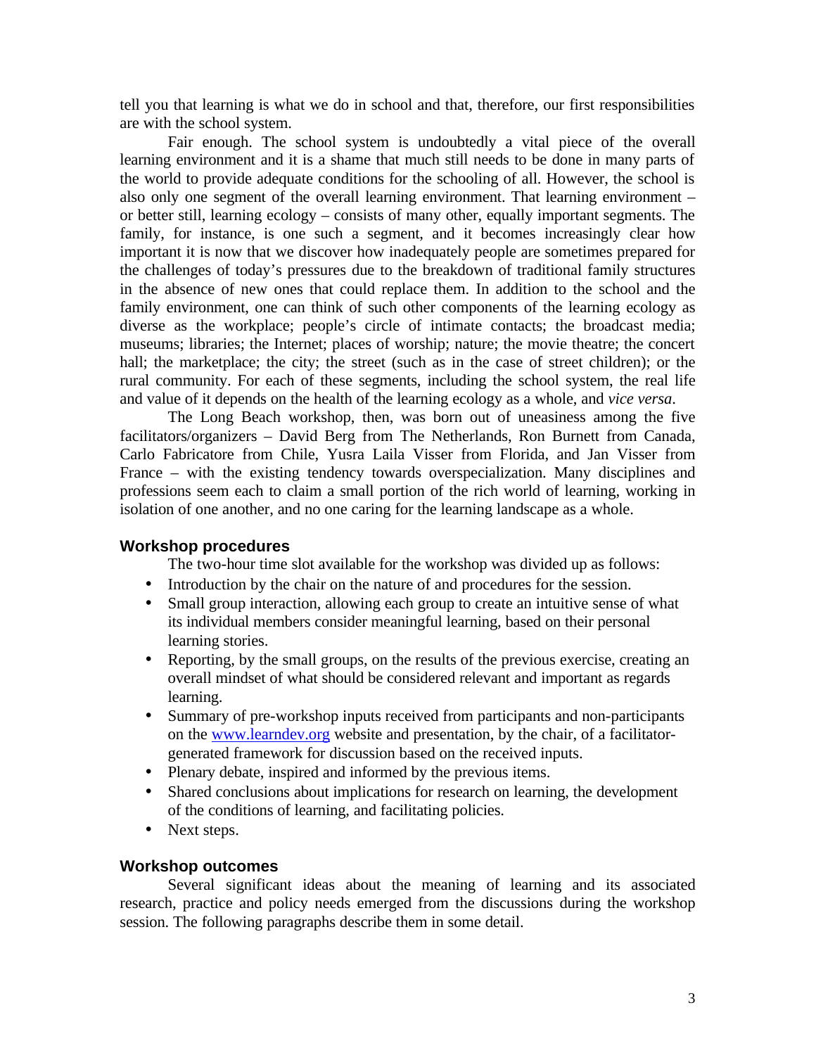tell you that learning is what we do in school and that, therefore, our first responsibilities are with the school system.

Fair enough. The school system is undoubtedly a vital piece of the overall learning environment and it is a shame that much still needs to be done in many parts of the world to provide adequate conditions for the schooling of all. However, the school is also only one segment of the overall learning environment. That learning environment – or better still, learning ecology – consists of many other, equally important segments. The family, for instance, is one such a segment, and it becomes increasingly clear how important it is now that we discover how inadequately people are sometimes prepared for the challenges of today's pressures due to the breakdown of traditional family structures in the absence of new ones that could replace them. In addition to the school and the family environment, one can think of such other components of the learning ecology as diverse as the workplace; people's circle of intimate contacts; the broadcast media; museums; libraries; the Internet; places of worship; nature; the movie theatre; the concert hall; the marketplace; the city; the street (such as in the case of street children); or the rural community. For each of these segments, including the school system, the real life and value of it depends on the health of the learning ecology as a whole, and *vice versa*.

The Long Beach workshop, then, was born out of uneasiness among the five facilitators/organizers – David Berg from The Netherlands, Ron Burnett from Canada, Carlo Fabricatore from Chile, Yusra Laila Visser from Florida, and Jan Visser from France – with the existing tendency towards overspecialization. Many disciplines and professions seem each to claim a small portion of the rich world of learning, working in isolation of one another, and no one caring for the learning landscape as a whole.

## Workshop procedures

The two-hour time slot available for the workshop was divided up as follows:

- Introduction by the chair on the nature of and procedures for the session.
- Small group interaction, allowing each group to create an intuitive sense of what its individual members consider meaningful learning, based on their personal learning stories.
- Reporting, by the small groups, on the results of the previous exercise, creating an overall mindset of what should be considered relevant and important as regards learning.
- Summary of pre-workshop inputs received from participants and non-participants on the www.learndev.org website and presentation, by the chair, of a facilitator-generated framework for discussion based on the received inputs.
- Plenary debate, inspired and informed by the previous items.
- Shared conclusions about implications for research on learning, the development of the conditions of learning, and facilitating policies.
- Next steps.

## Workshop outcomes

Several significant ideas about the meaning of learning and its associated research, practice and policy needs emerged from the discussions during the workshop session. The following paragraphs describe them in some detail.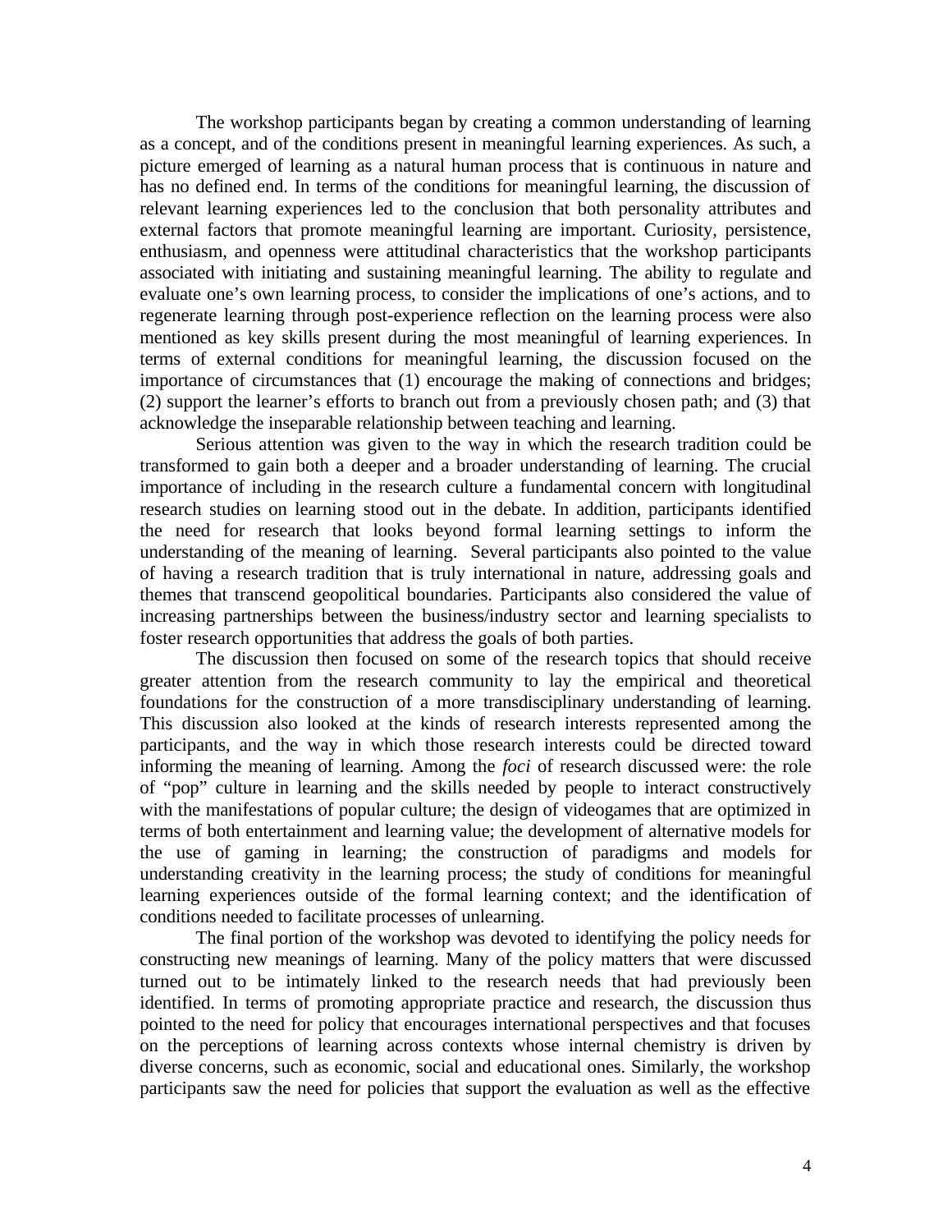The workshop participants began by creating a common understanding of learning as a concept, and of the conditions present in meaningful learning experiences. As such, a picture emerged of learning as a natural human process that is continuous in nature and has no defined end. In terms of the conditions for meaningful learning, the discussion of relevant learning experiences led to the conclusion that both personality attributes and external factors that promote meaningful learning are important. Curiosity, persistence, enthusiasm, and openness were attitudinal characteristics that the workshop participants associated with initiating and sustaining meaningful learning. The ability to regulate and evaluate one's own learning process, to consider the implications of one's actions, and to regenerate learning through post-experience reflection on the learning process were also mentioned as key skills present during the most meaningful of learning experiences. In terms of external conditions for meaningful learning, the discussion focused on the importance of circumstances that (1) encourage the making of connections and bridges; (2) support the learner's efforts to branch out from a previously chosen path; and (3) that acknowledge the inseparable relationship between teaching and learning.

Serious attention was given to the way in which the research tradition could be transformed to gain both a deeper and a broader understanding of learning. The crucial importance of including in the research culture a fundamental concern with longitudinal research studies on learning stood out in the debate. In addition, participants identified the need for research that looks beyond formal learning settings to inform the understanding of the meaning of learning. Several participants also pointed to the value of having a research tradition that is truly international in nature, addressing goals and themes that transcend geopolitical boundaries. Participants also considered the value of increasing partnerships between the business/industry sector and learning specialists to foster research opportunities that address the goals of both parties.

The discussion then focused on some of the research topics that should receive greater attention from the research community to lay the empirical and theoretical foundations for the construction of a more transdisciplinary understanding of learning. This discussion also looked at the kinds of research interests represented among the participants, and the way in which those research interests could be directed toward informing the meaning of learning. Among the *foci* of research discussed were: the role of "pop" culture in learning and the skills needed by people to interact constructively with the manifestations of popular culture; the design of videogames that are optimized in terms of both entertainment and learning value; the development of alternative models for the use of gaming in learning; the construction of paradigms and models for understanding creativity in the learning process; the study of conditions for meaningful learning experiences outside of the formal learning context; and the identification of conditions needed to facilitate processes of unlearning.

The final portion of the workshop was devoted to identifying the policy needs for constructing new meanings of learning. Many of the policy matters that were discussed turned out to be intimately linked to the research needs that had previously been identified. In terms of promoting appropriate practice and research, the discussion thus pointed to the need for policy that encourages international perspectives and that focuses on the perceptions of learning across contexts whose internal chemistry is driven by diverse concerns, such as economic, social and educational ones. Similarly, the workshop participants saw the need for policies that support the evaluation as well as the effective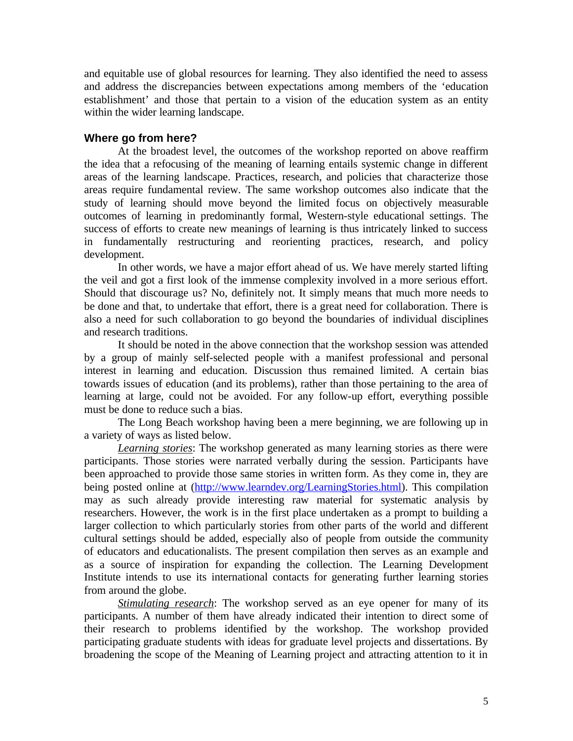and equitable use of global resources for learning. They also identified the need to assess and address the discrepancies between expectations among members of the 'education establishment' and those that pertain to a vision of the education system as an entity within the wider learning landscape.

### Where go from here?

At the broadest level, the outcomes of the workshop reported on above reaffirm the idea that a refocusing of the meaning of learning entails systemic change in different areas of the learning landscape. Practices, research, and policies that characterize those areas require fundamental review. The same workshop outcomes also indicate that the study of learning should move beyond the limited focus on objectively measurable outcomes of learning in predominantly formal, Western-style educational settings. The success of efforts to create new meanings of learning is thus intricately linked to success in fundamentally restructuring and reorienting practices, research, and policy development.

In other words, we have a major effort ahead of us. We have merely started lifting the veil and got a first look of the immense complexity involved in a more serious effort. Should that discourage us? No, definitely not. It simply means that much more needs to be done and that, to undertake that effort, there is a great need for collaboration. There is also a need for such collaboration to go beyond the boundaries of individual disciplines and research traditions.

It should be noted in the above connection that the workshop session was attended by a group of mainly self-selected people with a manifest professional and personal interest in learning and education. Discussion thus remained limited. A certain bias towards issues of education (and its problems), rather than those pertaining to the area of learning at large, could not be avoided. For any follow-up effort, everything possible must be done to reduce such a bias.

The Long Beach workshop having been a mere beginning, we are following up in a variety of ways as listed below.

*Learning stories*: The workshop generated as many learning stories as there were participants. Those stories were narrated verbally during the session. Participants have been approached to provide those same stories in written form. As they come in, they are being posted online at (http://www.learndev.org/LearningStories.html). This compilation may as such already provide interesting raw material for systematic analysis by researchers. However, the work is in the first place undertaken as a prompt to building a larger collection to which particularly stories from other parts of the world and different cultural settings should be added, especially also of people from outside the community of educators and educationalists. The present compilation then serves as an example and as a source of inspiration for expanding the collection. The Learning Development Institute intends to use its international contacts for generating further learning stories from around the globe.

*Stimulating research*: The workshop served as an eye opener for many of its participants. A number of them have already indicated their intention to direct some of their research to problems identified by the workshop. The workshop provided participating graduate students with ideas for graduate level projects and dissertations. By broadening the scope of the Meaning of Learning project and attracting attention to it in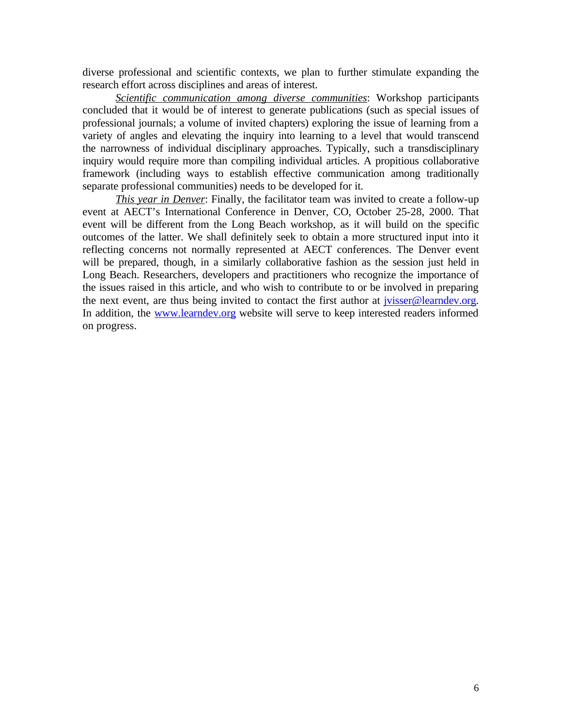diverse professional and scientific contexts, we plan to further stimulate expanding the research effort across disciplines and areas of interest.

*Scientific communication among diverse communities*: Workshop participants concluded that it would be of interest to generate publications (such as special issues of professional journals; a volume of invited chapters) exploring the issue of learning from a variety of angles and elevating the inquiry into learning to a level that would transcend the narrowness of individual disciplinary approaches. Typically, such a transdisciplinary inquiry would require more than compiling individual articles. A propitious collaborative framework (including ways to establish effective communication among traditionally separate professional communities) needs to be developed for it.

*This year in Denver*: Finally, the facilitator team was invited to create a follow-up event at AECT's International Conference in Denver, CO, October 25-28, 2000. That event will be different from the Long Beach workshop, as it will build on the specific outcomes of the latter. We shall definitely seek to obtain a more structured input into it reflecting concerns not normally represented at AECT conferences. The Denver event will be prepared, though, in a similarly collaborative fashion as the session just held in Long Beach. Researchers, developers and practitioners who recognize the importance of the issues raised in this article, and who wish to contribute to or be involved in preparing the next event, are thus being invited to contact the first author at jvisser@learndev.org. In addition, the www.learndev.org website will serve to keep interested readers informed on progress.